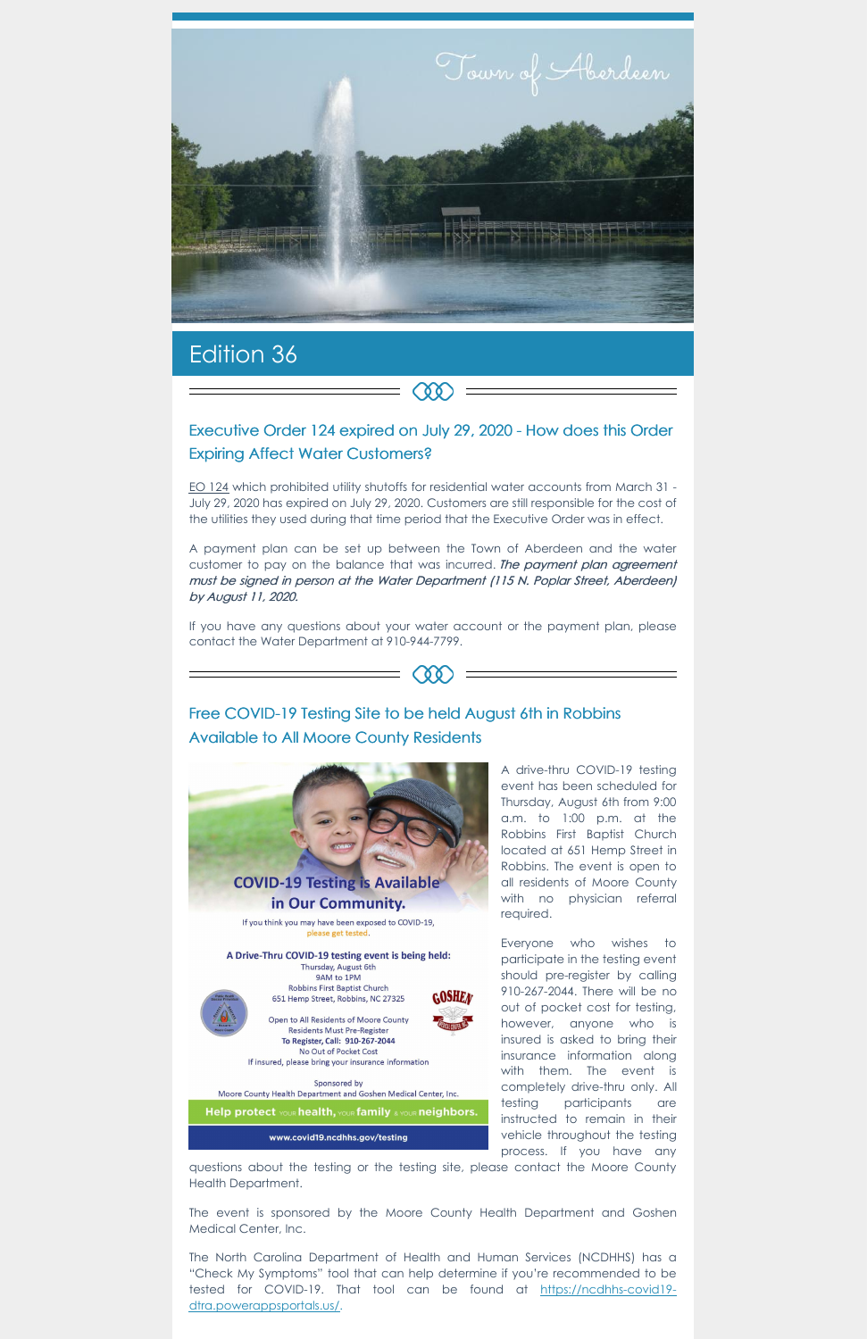Town of Aberdeen

# Edition 36

## Executive Order 124 expired on July 29, 2020 - How does this Order Expiring Affect Water Customers?

EO 124 which prohibited utility shutoffs for residential water accounts from March 31 - July 29, 2020 has expired on July 29, 2020. Customers are still responsible for the cost of the utilities they used during that time period that the Executive Order was in effect.

A payment plan can be set up between the Town of Aberdeen and the water customer to pay on the balance that was incurred. ***The payment plan agreement must be signed in person at the Water Department (115 N. Poplar Street, Aberdeen) by August 11, 2020.***

If you have any questions about your water account or the payment plan, please contact the Water Department at 910-944-7799.

## Free COVID-19 Testing Site to be held August 6th in Robbins Available to All Moore County Residents

**COVID-19 Testing is Available in Our Community.**

If you think you may have been exposed to COVID-19, please get tested.

**A Drive-Thru COVID-19 testing event is being held:**
Thursday, August 6th
9AM to 1PM
Robbins First Baptist Church
651 Hemp Street, Robbins, NC 27325

Open to All Residents of Moore County
Residents Must Pre-Register
**To Register, Call: 910-267-2044**
No Out of Pocket Cost
If insured, please bring your insurance information

Sponsored by
Moore County Health Department and Goshen Medical Center, Inc.

**Help protect your health, your family & your neighbors.**

www.covid19.ncdhhs.gov/testing

A drive-thru COVID-19 testing event has been scheduled for Thursday, August 6th from 9:00 a.m. to 1:00 p.m. at the Robbins First Baptist Church located at 651 Hemp Street in Robbins. The event is open to all residents of Moore County with no physician referral required.

Everyone who wishes to participate in the testing event should pre-register by calling 910-267-2044. There will be no out of pocket cost for testing, however, anyone who is insured is asked to bring their insurance information along with them. The event is completely drive-thru only. All testing participants are instructed to remain in their vehicle throughout the testing process. If you have any questions about the testing or the testing site, please contact the Moore County Health Department.

The event is sponsored by the Moore County Health Department and Goshen Medical Center, Inc.

The North Carolina Department of Health and Human Services (NCDHHS) has a "Check My Symptoms" tool that can help determine if you're recommended to be tested for COVID-19. That tool can be found at https://ncdhhs-covid19-dtra.powerappsportals.us/.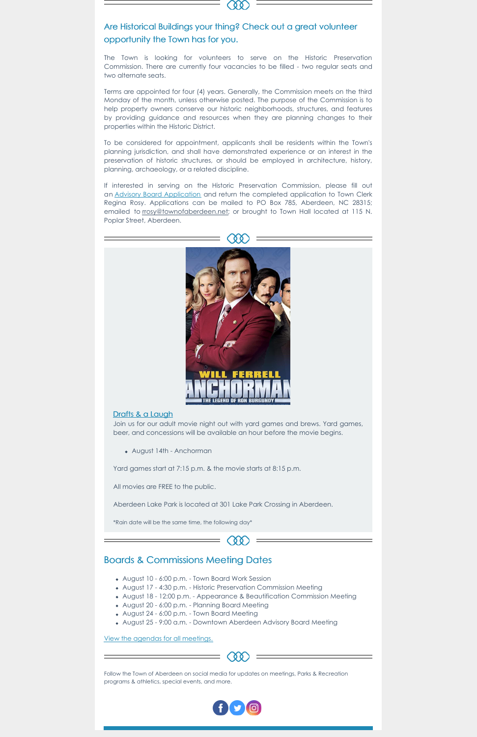## Are Historical Buildings your thing? Check out a great volunteer opportunity the Town has for you.

The Town is looking for volunteers to serve on the Historic Preservation Commission. There are currently four vacancies to be filled - two regular seats and two alternate seats.

Terms are appointed for four (4) years. Generally, the Commission meets on the third Monday of the month, unless otherwise posted. The purpose of the Commission is to help property owners conserve our historic neighborhoods, structures, and features by providing guidance and resources when they are planning changes to their properties within the Historic District.

To be considered for appointment, applicants shall be residents within the Town's planning jurisdiction, and shall have demonstrated experience or an interest in the preservation of historic structures, or should be employed in architecture, history, planning, archaeology, or a related discipline.

If interested in serving on the Historic Preservation Commission, please fill out an Advisory Board Application and return the completed application to Town Clerk Regina Rosy. Applications can be mailed to PO Box 785, Aberdeen, NC 28315; emailed to rrosy@townofaberdeen.net; or brought to Town Hall located at 115 N. Poplar Street, Aberdeen.

### Drafts & a Laugh

Join us for our adult movie night out with yard games and brews. Yard games, beer, and concessions will be available an hour before the movie begins.

- August 14th - Anchorman

Yard games start at 7:15 p.m. & the movie starts at 8:15 p.m.

All movies are FREE to the public.

Aberdeen Lake Park is located at 301 Lake Park Crossing in Aberdeen.

*Rain date will be the same time, the following day*

## Boards & Commissions Meeting Dates

- August 10 - 6:00 p.m. - Town Board Work Session
- August 17 - 4:30 p.m. - Historic Preservation Commission Meeting
- August 18 - 12:00 p.m. - Appearance & Beautification Commission Meeting
- August 20 - 6:00 p.m. - Planning Board Meeting
- August 24 - 6:00 p.m. - Town Board Meeting
- August 25 - 9:00 a.m. - Downtown Aberdeen Advisory Board Meeting

View the agendas for all meetings.

Follow the Town of Aberdeen on social media for updates on meetings, Parks & Recreation programs & athletics, special events, and more.